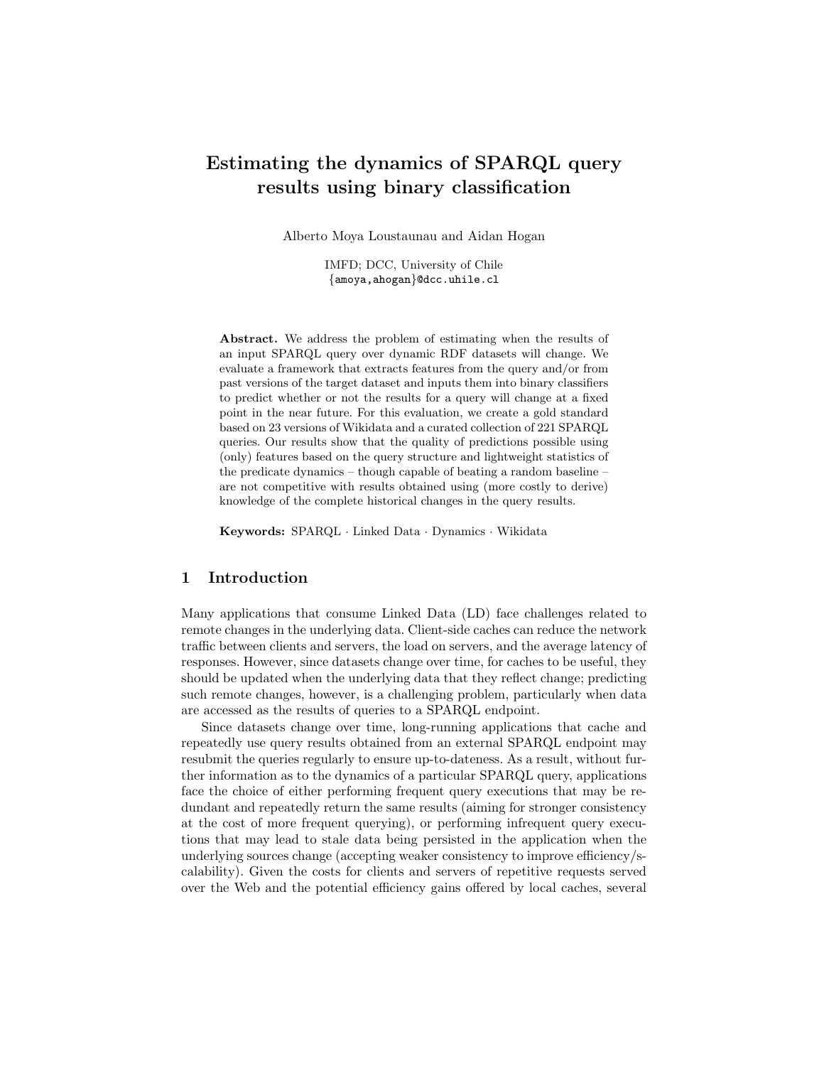# Estimating the dynamics of SPARQL query results using binary classification

Alberto Moya Loustaunau and Aidan Hogan

IMFD; DCC, University of Chile
{amoya,ahogan}@dcc.uhile.cl

**Abstract.** We address the problem of estimating when the results of an input SPARQL query over dynamic RDF datasets will change. We evaluate a framework that extracts features from the query and/or from past versions of the target dataset and inputs them into binary classifiers to predict whether or not the results for a query will change at a fixed point in the near future. For this evaluation, we create a gold standard based on 23 versions of Wikidata and a curated collection of 221 SPARQL queries. Our results show that the quality of predictions possible using (only) features based on the query structure and lightweight statistics of the predicate dynamics – though capable of beating a random baseline – are not competitive with results obtained using (more costly to derive) knowledge of the complete historical changes in the query results.

**Keywords:** SPARQL · Linked Data · Dynamics · Wikidata

## 1 Introduction

Many applications that consume Linked Data (LD) face challenges related to remote changes in the underlying data. Client-side caches can reduce the network traffic between clients and servers, the load on servers, and the average latency of responses. However, since datasets change over time, for caches to be useful, they should be updated when the underlying data that they reflect change; predicting such remote changes, however, is a challenging problem, particularly when data are accessed as the results of queries to a SPARQL endpoint.

Since datasets change over time, long-running applications that cache and repeatedly use query results obtained from an external SPARQL endpoint may resubmit the queries regularly to ensure up-to-dateness. As a result, without further information as to the dynamics of a particular SPARQL query, applications face the choice of either performing frequent query executions that may be redundant and repeatedly return the same results (aiming for stronger consistency at the cost of more frequent querying), or performing infrequent query executions that may lead to stale data being persisted in the application when the underlying sources change (accepting weaker consistency to improve efficiency/scalability). Given the costs for clients and servers of repetitive requests served over the Web and the potential efficiency gains offered by local caches, several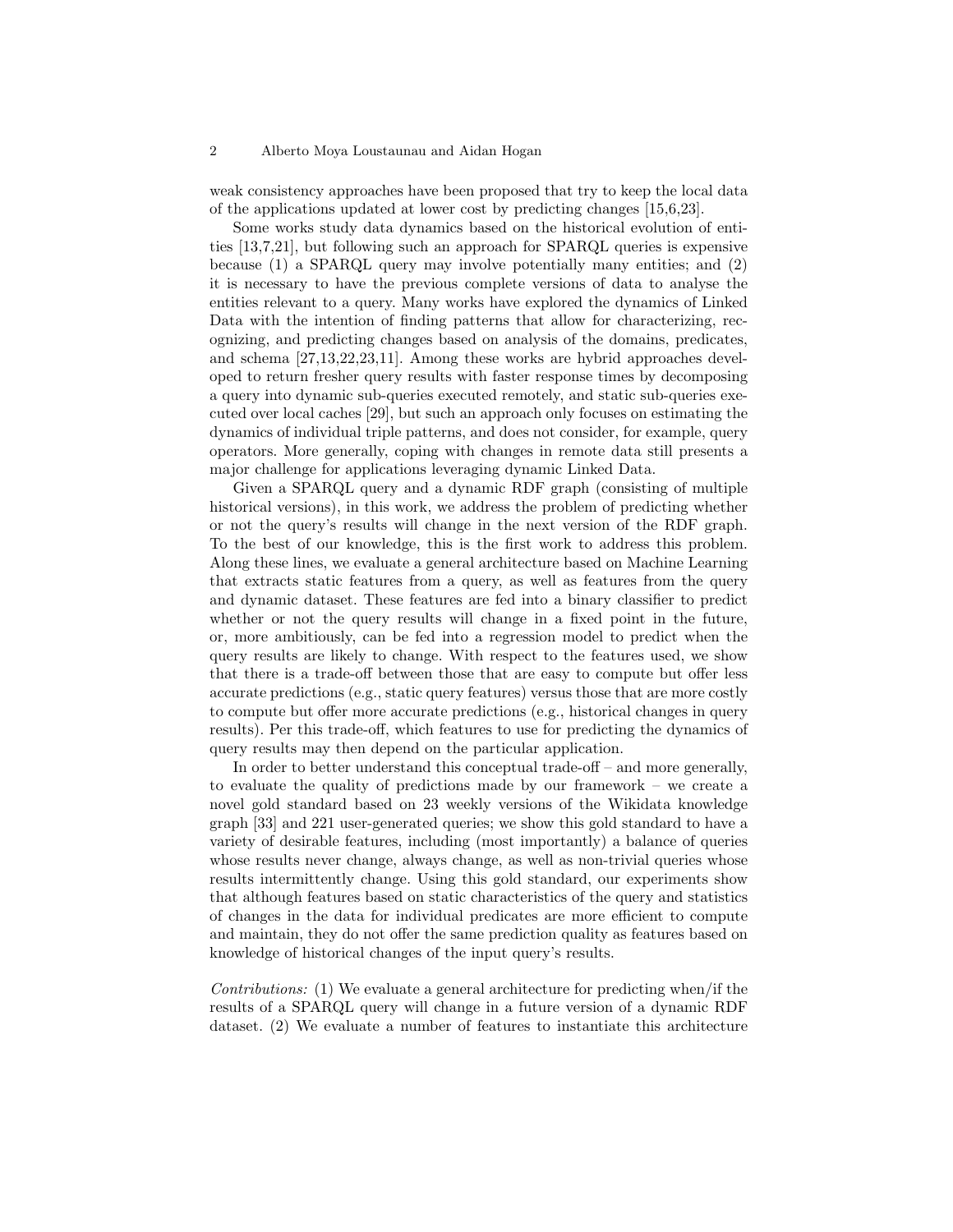weak consistency approaches have been proposed that try to keep the local data of the applications updated at lower cost by predicting changes [15,6,23].

Some works study data dynamics based on the historical evolution of entities [13,7,21], but following such an approach for SPARQL queries is expensive because (1) a SPARQL query may involve potentially many entities; and (2) it is necessary to have the previous complete versions of data to analyse the entities relevant to a query. Many works have explored the dynamics of Linked Data with the intention of finding patterns that allow for characterizing, recognizing, and predicting changes based on analysis of the domains, predicates, and schema [27,13,22,23,11]. Among these works are hybrid approaches developed to return fresher query results with faster response times by decomposing a query into dynamic sub-queries executed remotely, and static sub-queries executed over local caches [29], but such an approach only focuses on estimating the dynamics of individual triple patterns, and does not consider, for example, query operators. More generally, coping with changes in remote data still presents a major challenge for applications leveraging dynamic Linked Data.

Given a SPARQL query and a dynamic RDF graph (consisting of multiple historical versions), in this work, we address the problem of predicting whether or not the query's results will change in the next version of the RDF graph. To the best of our knowledge, this is the first work to address this problem. Along these lines, we evaluate a general architecture based on Machine Learning that extracts static features from a query, as well as features from the query and dynamic dataset. These features are fed into a binary classifier to predict whether or not the query results will change in a fixed point in the future, or, more ambitiously, can be fed into a regression model to predict when the query results are likely to change. With respect to the features used, we show that there is a trade-off between those that are easy to compute but offer less accurate predictions (e.g., static query features) versus those that are more costly to compute but offer more accurate predictions (e.g., historical changes in query results). Per this trade-off, which features to use for predicting the dynamics of query results may then depend on the particular application.

In order to better understand this conceptual trade-off – and more generally, to evaluate the quality of predictions made by our framework – we create a novel gold standard based on 23 weekly versions of the Wikidata knowledge graph [33] and 221 user-generated queries; we show this gold standard to have a variety of desirable features, including (most importantly) a balance of queries whose results never change, always change, as well as non-trivial queries whose results intermittently change. Using this gold standard, our experiments show that although features based on static characteristics of the query and statistics of changes in the data for individual predicates are more efficient to compute and maintain, they do not offer the same prediction quality as features based on knowledge of historical changes of the input query's results.

*Contributions:* (1) We evaluate a general architecture for predicting when/if the results of a SPARQL query will change in a future version of a dynamic RDF dataset. (2) We evaluate a number of features to instantiate this architecture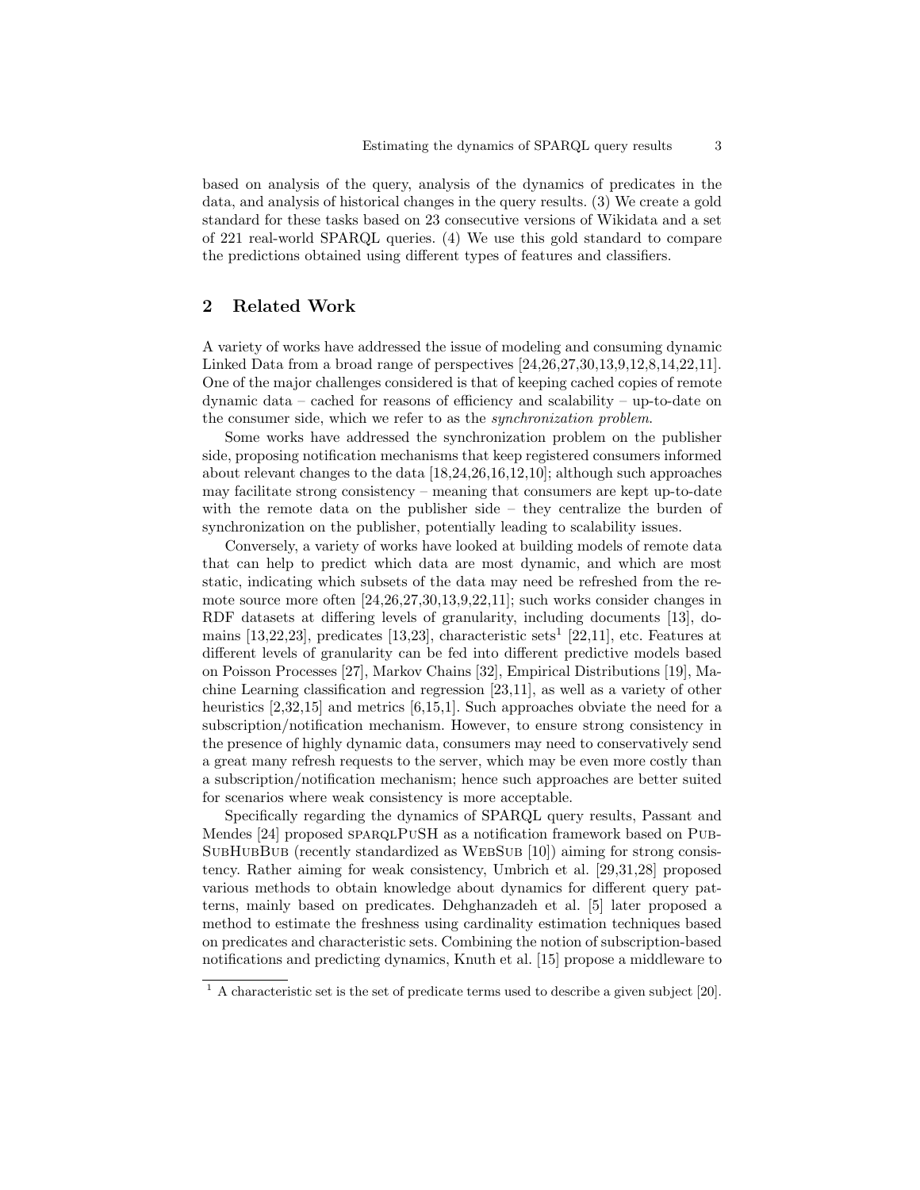based on analysis of the query, analysis of the dynamics of predicates in the data, and analysis of historical changes in the query results. (3) We create a gold standard for these tasks based on 23 consecutive versions of Wikidata and a set of 221 real-world SPARQL queries. (4) We use this gold standard to compare the predictions obtained using different types of features and classifiers.

## 2 Related Work

A variety of works have addressed the issue of modeling and consuming dynamic Linked Data from a broad range of perspectives [24,26,27,30,13,9,12,8,14,22,11]. One of the major challenges considered is that of keeping cached copies of remote dynamic data – cached for reasons of efficiency and scalability – up-to-date on the consumer side, which we refer to as the *synchronization problem*.

Some works have addressed the synchronization problem on the publisher side, proposing notification mechanisms that keep registered consumers informed about relevant changes to the data [18,24,26,16,12,10]; although such approaches may facilitate strong consistency – meaning that consumers are kept up-to-date with the remote data on the publisher side – they centralize the burden of synchronization on the publisher, potentially leading to scalability issues.

Conversely, a variety of works have looked at building models of remote data that can help to predict which data are most dynamic, and which are most static, indicating which subsets of the data may need be refreshed from the remote source more often [24,26,27,30,13,9,22,11]; such works consider changes in RDF datasets at differing levels of granularity, including documents [13], domains [13,22,23], predicates [13,23], characteristic sets[1] [22,11], etc. Features at different levels of granularity can be fed into different predictive models based on Poisson Processes [27], Markov Chains [32], Empirical Distributions [19], Machine Learning classification and regression [23,11], as well as a variety of other heuristics [2,32,15] and metrics [6,15,1]. Such approaches obviate the need for a subscription/notification mechanism. However, to ensure strong consistency in the presence of highly dynamic data, consumers may need to conservatively send a great many refresh requests to the server, which may be even more costly than a subscription/notification mechanism; hence such approaches are better suited for scenarios where weak consistency is more acceptable.

Specifically regarding the dynamics of SPARQL query results, Passant and Mendes [24] proposed SPARQLPUSH as a notification framework based on PUBSUBHUBBUB (recently standardized as WEBSUB [10]) aiming for strong consistency. Rather aiming for weak consistency, Umbrich et al. [29,31,28] proposed various methods to obtain knowledge about dynamics for different query patterns, mainly based on predicates. Dehghanzadeh et al. [5] later proposed a method to estimate the freshness using cardinality estimation techniques based on predicates and characteristic sets. Combining the notion of subscription-based notifications and predicting dynamics, Knuth et al. [15] propose a middleware to

[1] A characteristic set is the set of predicate terms used to describe a given subject [20].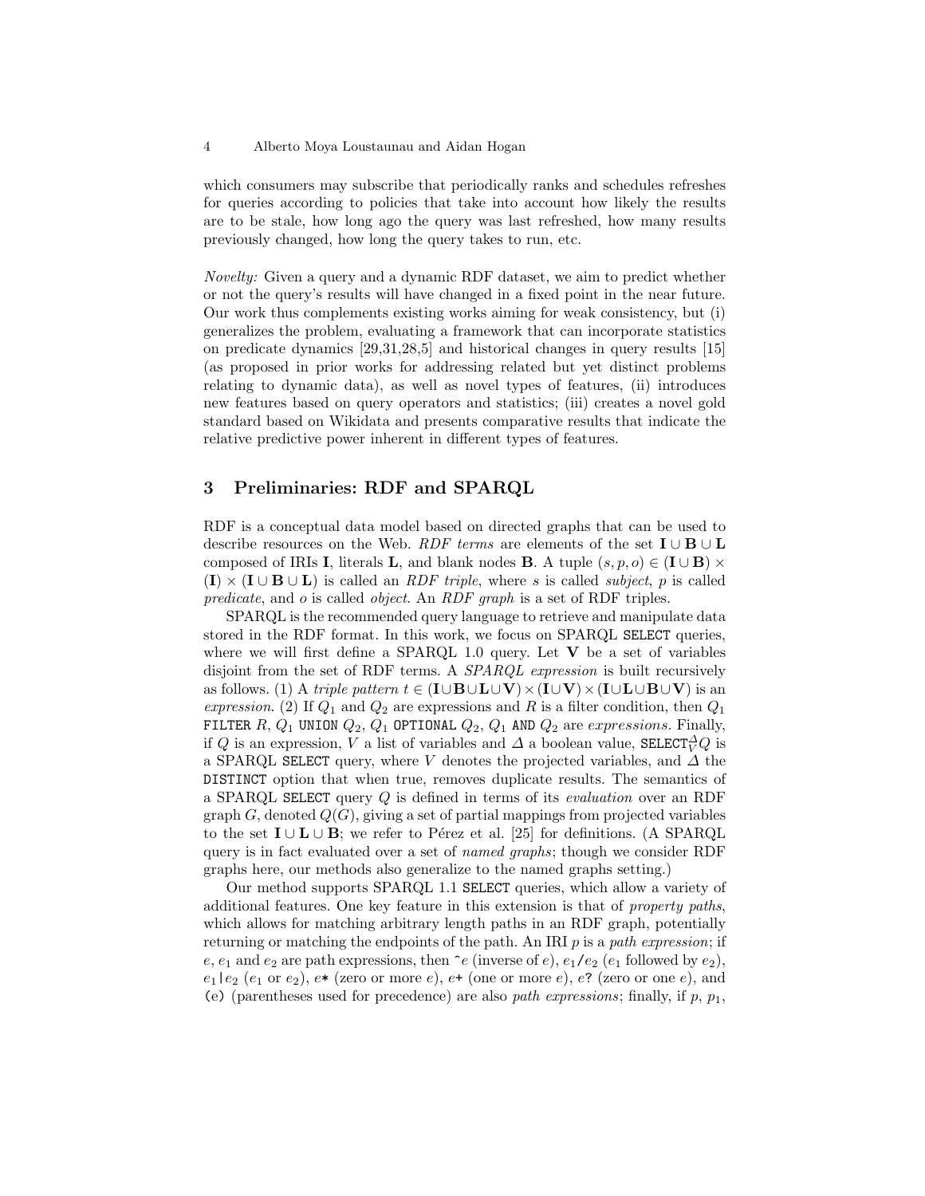which consumers may subscribe that periodically ranks and schedules refreshes for queries according to policies that take into account how likely the results are to be stale, how long ago the query was last refreshed, how many results previously changed, how long the query takes to run, etc.

*Novelty:* Given a query and a dynamic RDF dataset, we aim to predict whether or not the query's results will have changed in a fixed point in the near future. Our work thus complements existing works aiming for weak consistency, but (i) generalizes the problem, evaluating a framework that can incorporate statistics on predicate dynamics [29,31,28,5] and historical changes in query results [15] (as proposed in prior works for addressing related but yet distinct problems relating to dynamic data), as well as novel types of features, (ii) introduces new features based on query operators and statistics; (iii) creates a novel gold standard based on Wikidata and presents comparative results that indicate the relative predictive power inherent in different types of features.

## 3 Preliminaries: RDF and SPARQL

RDF is a conceptual data model based on directed graphs that can be used to describe resources on the Web. *RDF terms* are elements of the set $\mathbf{I} \cup \mathbf{B} \cup \mathbf{L}$ composed of IRIs $\mathbf{I}$, literals $\mathbf{L}$, and blank nodes $\mathbf{B}$. A tuple $(s, p, o) \in (\mathbf{I} \cup \mathbf{B}) \times (\mathbf{I}) \times (\mathbf{I} \cup \mathbf{B} \cup \mathbf{L})$ is called an *RDF triple*, where $s$ is called *subject*, $p$ is called *predicate*, and $o$ is called *object*. An *RDF graph* is a set of RDF triples.

SPARQL is the recommended query language to retrieve and manipulate data stored in the RDF format. In this work, we focus on SPARQL `SELECT` queries, where we will first define a SPARQL 1.0 query. Let $\mathbf{V}$ be a set of variables disjoint from the set of RDF terms. A *SPARQL expression* is built recursively as follows. (1) A *triple pattern* $t \in (\mathbf{I} \cup \mathbf{B} \cup \mathbf{L} \cup \mathbf{V}) \times (\mathbf{I} \cup \mathbf{V}) \times (\mathbf{I} \cup \mathbf{L} \cup \mathbf{B} \cup \mathbf{V})$ is an *expression*. (2) If $Q_1$ and $Q_2$ are expressions and $R$ is a filter condition, then $Q_1$ `FILTER` $R$, $Q_1$ `UNION` $Q_2$, $Q_1$ `OPTIONAL` $Q_2$, $Q_1$ `AND` $Q_2$ are *expressions*. Finally, if $Q$ is an expression, $V$ a list of variables and $\Delta$ a boolean value, $\texttt{SELECT}^{\Delta}_{V} Q$ is a SPARQL `SELECT` query, where $V$ denotes the projected variables, and $\Delta$ the `DISTINCT` option that when true, removes duplicate results. The semantics of a SPARQL `SELECT` query $Q$ is defined in terms of its *evaluation* over an RDF graph $G$, denoted $Q(G)$, giving a set of partial mappings from projected variables to the set $\mathbf{I} \cup \mathbf{L} \cup \mathbf{B}$; we refer to Pérez et al. [25] for definitions. (A SPARQL query is in fact evaluated over a set of *named graphs*; though we consider RDF graphs here, our methods also generalize to the named graphs setting.)

Our method supports SPARQL 1.1 `SELECT` queries, which allow a variety of additional features. One key feature in this extension is that of *property paths*, which allows for matching arbitrary length paths in an RDF graph, potentially returning or matching the endpoints of the path. An IRI $p$ is a *path expression*; if $e$, $e_1$ and $e_2$ are path expressions, then `^`$e$ (inverse of $e$), $e_1$`/`$e_2$ ($e_1$ followed by $e_2$), $e_1$`|`$e_2$ ($e_1$ or $e_2$), $e$`*` (zero or more $e$), $e$`+` (one or more $e$), $e$`?` (zero or one $e$), and `(`e`)` (parentheses used for precedence) are also *path expressions*; finally, if $p$, $p_1$,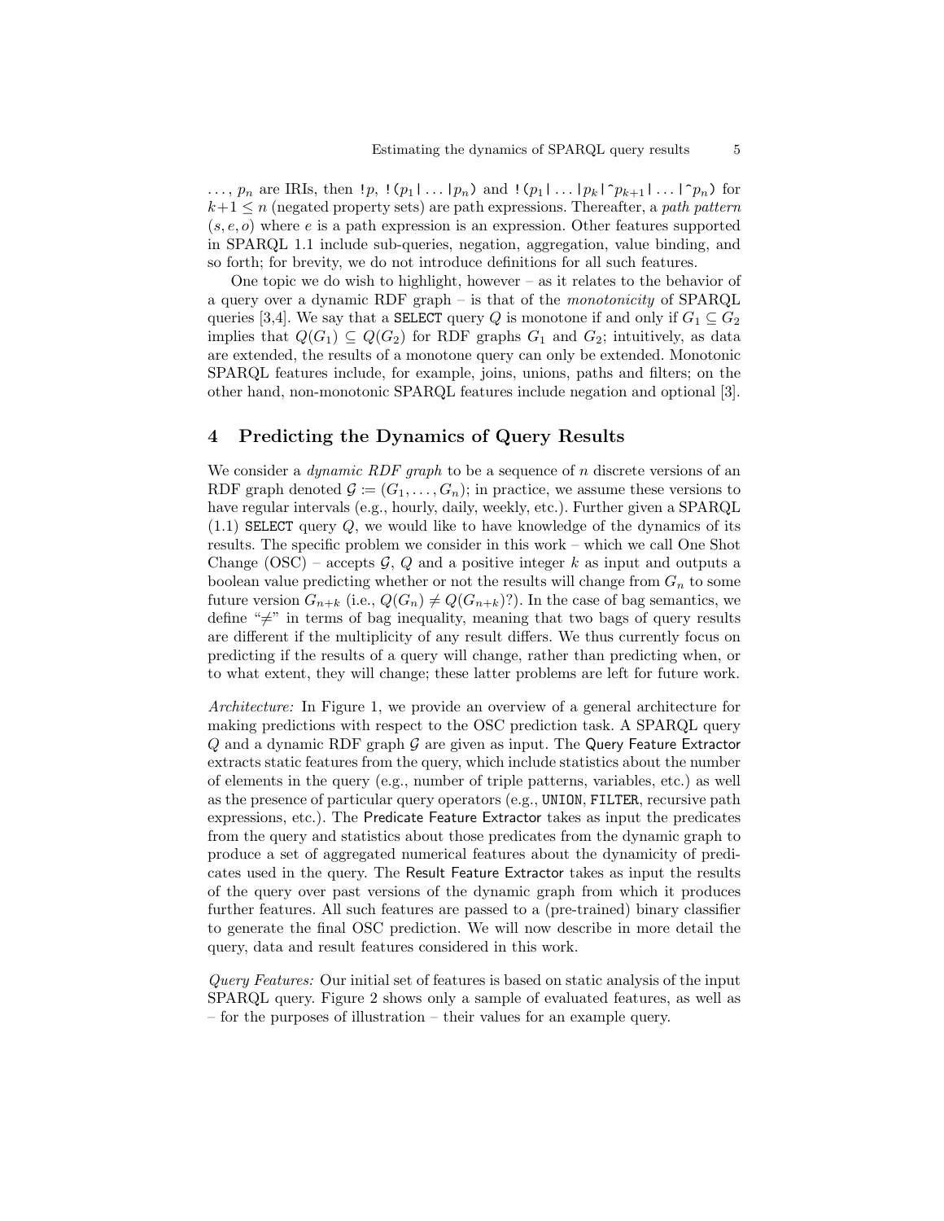..., $p_n$ are IRIs, then `!`$p$, `!(`$p_1$`|`...`|`$p_n$`)` and `!(`$p_1$`|`...`|`$p_k$`|^`$p_{k+1}$`|`...`|^`$p_n$`)` for $k+1 \leq n$ (negated property sets) are path expressions. Thereafter, a *path pattern* $(s, e, o)$ where $e$ is a path expression is an expression. Other features supported in SPARQL 1.1 include sub-queries, negation, aggregation, value binding, and so forth; for brevity, we do not introduce definitions for all such features.

One topic we do wish to highlight, however – as it relates to the behavior of a query over a dynamic RDF graph – is that of the *monotonicity* of SPARQL queries [3,4]. We say that a `SELECT` query $Q$ is monotone if and only if $G_1 \subseteq G_2$ implies that $Q(G_1) \subseteq Q(G_2)$ for RDF graphs $G_1$ and $G_2$; intuitively, as data are extended, the results of a monotone query can only be extended. Monotonic SPARQL features include, for example, joins, unions, paths and filters; on the other hand, non-monotonic SPARQL features include negation and optional [3].

## 4 Predicting the Dynamics of Query Results

We consider a *dynamic RDF graph* to be a sequence of $n$ discrete versions of an RDF graph denoted $\mathcal{G} := (G_1, \ldots, G_n)$; in practice, we assume these versions to have regular intervals (e.g., hourly, daily, weekly, etc.). Further given a SPARQL (1.1) `SELECT` query $Q$, we would like to have knowledge of the dynamics of its results. The specific problem we consider in this work – which we call One Shot Change (OSC) – accepts $\mathcal{G}$, $Q$ and a positive integer $k$ as input and outputs a boolean value predicting whether or not the results will change from $G_n$ to some future version $G_{n+k}$ (i.e., $Q(G_n) \neq Q(G_{n+k})$?). In the case of bag semantics, we define "$\neq$" in terms of bag inequality, meaning that two bags of query results are different if the multiplicity of any result differs. We thus currently focus on predicting if the results of a query will change, rather than predicting when, or to what extent, they will change; these latter problems are left for future work.

*Architecture:* In Figure 1, we provide an overview of a general architecture for making predictions with respect to the OSC prediction task. A SPARQL query $Q$ and a dynamic RDF graph $\mathcal{G}$ are given as input. The Query Feature Extractor extracts static features from the query, which include statistics about the number of elements in the query (e.g., number of triple patterns, variables, etc.) as well as the presence of particular query operators (e.g., `UNION`, `FILTER`, recursive path expressions, etc.). The Predicate Feature Extractor takes as input the predicates from the query and statistics about those predicates from the dynamic graph to produce a set of aggregated numerical features about the dynamicity of predicates used in the query. The Result Feature Extractor takes as input the results of the query over past versions of the dynamic graph from which it produces further features. All such features are passed to a (pre-trained) binary classifier to generate the final OSC prediction. We will now describe in more detail the query, data and result features considered in this work.

*Query Features:* Our initial set of features is based on static analysis of the input SPARQL query. Figure 2 shows only a sample of evaluated features, as well as – for the purposes of illustration – their values for an example query.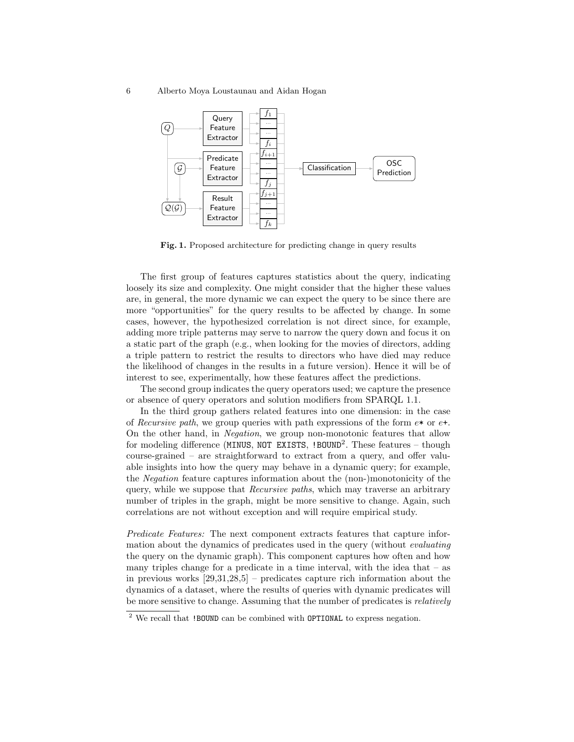**Fig. 1.** Proposed architecture for predicting change in query results

The first group of features captures statistics about the query, indicating loosely its size and complexity. One might consider that the higher these values are, in general, the more dynamic we can expect the query to be since there are more "opportunities" for the query results to be affected by change. In some cases, however, the hypothesized correlation is not direct since, for example, adding more triple patterns may serve to narrow the query down and focus it on a static part of the graph (e.g., when looking for the movies of directors, adding a triple pattern to restrict the results to directors who have died may reduce the likelihood of changes in the results in a future version). Hence it will be of interest to see, experimentally, how these features affect the predictions.

The second group indicates the query operators used; we capture the presence or absence of query operators and solution modifiers from SPARQL 1.1.

In the third group gathers related features into one dimension: in the case of *Recursive path*, we group queries with path expressions of the form $e$`*` or $e$`+`. On the other hand, in *Negation*, we group non-monotonic features that allow for modeling difference (`MINUS`, `NOT EXISTS`, `!BOUND`[2]. These features – though course-grained – are straightforward to extract from a query, and offer valuable insights into how the query may behave in a dynamic query; for example, the *Negation* feature captures information about the (non-)monotonicity of the query, while we suppose that *Recursive paths*, which may traverse an arbitrary number of triples in the graph, might be more sensitive to change. Again, such correlations are not without exception and will require empirical study.

*Predicate Features:* The next component extracts features that capture information about the dynamics of predicates used in the query (without *evaluating* the query on the dynamic graph). This component captures how often and how many triples change for a predicate in a time interval, with the idea that – as in previous works [29,31,28,5] – predicates capture rich information about the dynamics of a dataset, where the results of queries with dynamic predicates will be more sensitive to change. Assuming that the number of predicates is *relatively*

[2] We recall that `!BOUND` can be combined with `OPTIONAL` to express negation.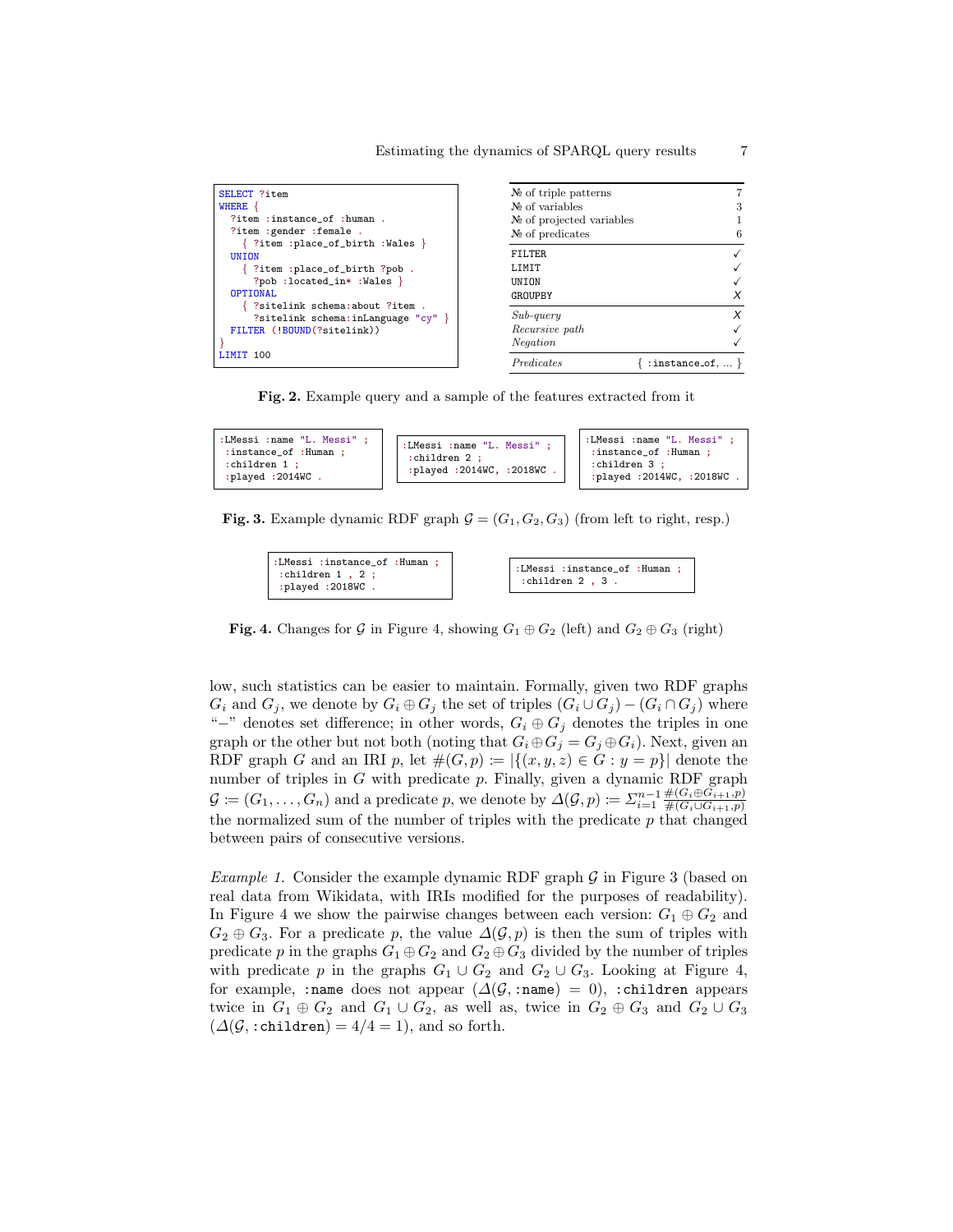```
SELECT ?item
WHERE {
  ?item :instance_of :human .
  ?item :gender :female .
    { ?item :place_of_birth :Wales }
  UNION
    { ?item :place_of_birth ?pob .
      ?pob :located_in* :Wales }
  OPTIONAL
    { ?sitelink schema:about ?item .
      ?sitelink schema:inLanguage "cy" }
  FILTER (!BOUND(?sitelink))
}
LIMIT 100
```

| | |
|---|---|
| № of triple patterns | 7 |
| № of variables | 3 |
| № of projected variables | 1 |
| № of predicates | 6 |
| FILTER | ✓ |
| LIMIT | ✓ |
| UNION | ✓ |
| GROUPBY | ✗ |
| *Sub-query* | ✗ |
| *Recursive path* | ✓ |
| *Negation* | ✓ |
| *Predicates* | { :instance_of, ... } |

**Fig. 2.** Example query and a sample of the features extracted from it

```
:LMessi :name "L. Messi" ;
 :instance_of :Human ;
 :children 1 ;
 :played :2014WC .
```

```
:LMessi :name "L. Messi" ;
 :children 2 ;
 :played :2014WC, :2018WC .
```

```
:LMessi :name "L. Messi" ;
 :instance_of :Human ;
 :children 3 ;
 :played :2014WC, :2018WC .
```

**Fig. 3.** Example dynamic RDF graph $\mathcal{G} = (G_1, G_2, G_3)$ (from left to right, resp.)

```
:LMessi :instance_of :Human ;
 :children 1 , 2 ;
 :played :2018WC .
```

```
:LMessi :instance_of :Human ;
 :children 2 , 3 .
```

**Fig. 4.** Changes for $\mathcal{G}$ in Figure 4, showing $G_1 \oplus G_2$ (left) and $G_2 \oplus G_3$ (right)

low, such statistics can be easier to maintain. Formally, given two RDF graphs $G_i$ and $G_j$, we denote by $G_i \oplus G_j$ the set of triples $(G_i \cup G_j) - (G_i \cap G_j)$ where "$-$" denotes set difference; in other words, $G_i \oplus G_j$ denotes the triples in one graph or the other but not both (noting that $G_i \oplus G_j = G_j \oplus G_i$). Next, given an RDF graph $G$ and an IRI $p$, let $\#(G, p) \coloneqq |\{(x, y, z) \in G : y = p\}|$ denote the number of triples in $G$ with predicate $p$. Finally, given a dynamic RDF graph $\mathcal{G} \coloneqq (G_1, \ldots, G_n)$ and a predicate $p$, we denote by $\Delta(\mathcal{G}, p) \coloneqq \Sigma_{i=1}^{n-1} \frac{\#(G_i \oplus G_{i+1}, p)}{\#(G_i \cup G_{i+1}, p)}$ the normalized sum of the number of triples with the predicate $p$ that changed between pairs of consecutive versions.

*Example 1.* Consider the example dynamic RDF graph $\mathcal{G}$ in Figure 3 (based on real data from Wikidata, with IRIs modified for the purposes of readability). In Figure 4 we show the pairwise changes between each version: $G_1 \oplus G_2$ and $G_2 \oplus G_3$. For a predicate $p$, the value $\Delta(\mathcal{G}, p)$ is then the sum of triples with predicate $p$ in the graphs $G_1 \oplus G_2$ and $G_2 \oplus G_3$ divided by the number of triples with predicate $p$ in the graphs $G_1 \cup G_2$ and $G_2 \cup G_3$. Looking at Figure 4, for example, `:name` does not appear ($\Delta(\mathcal{G}, \texttt{:name}) = 0$), `:children` appears twice in $G_1 \oplus G_2$ and $G_1 \cup G_2$, as well as, twice in $G_2 \oplus G_3$ and $G_2 \cup G_3$ ($\Delta(\mathcal{G}, \texttt{:children}) = 4/4 = 1$), and so forth.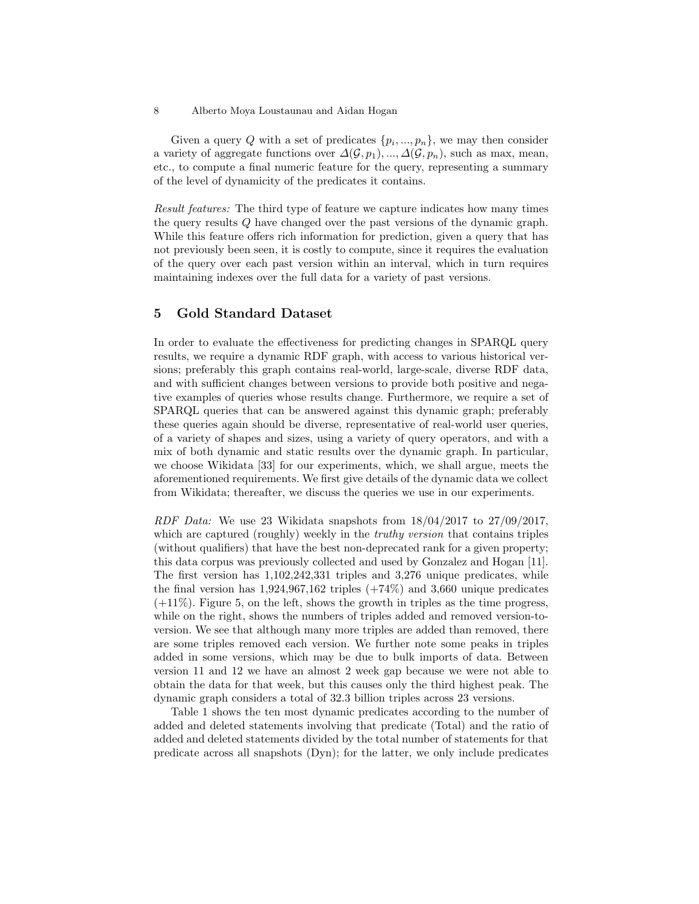Given a query $Q$ with a set of predicates $\{p_i, ..., p_n\}$, we may then consider a variety of aggregate functions over $\Delta(\mathcal{G}, p_1), ..., \Delta(\mathcal{G}, p_n)$, such as max, mean, etc., to compute a final numeric feature for the query, representing a summary of the level of dynamicity of the predicates it contains.

*Result features:* The third type of feature we capture indicates how many times the query results $Q$ have changed over the past versions of the dynamic graph. While this feature offers rich information for prediction, given a query that has not previously been seen, it is costly to compute, since it requires the evaluation of the query over each past version within an interval, which in turn requires maintaining indexes over the full data for a variety of past versions.

## 5 Gold Standard Dataset

In order to evaluate the effectiveness for predicting changes in SPARQL query results, we require a dynamic RDF graph, with access to various historical versions; preferably this graph contains real-world, large-scale, diverse RDF data, and with sufficient changes between versions to provide both positive and negative examples of queries whose results change. Furthermore, we require a set of SPARQL queries that can be answered against this dynamic graph; preferably these queries again should be diverse, representative of real-world user queries, of a variety of shapes and sizes, using a variety of query operators, and with a mix of both dynamic and static results over the dynamic graph. In particular, we choose Wikidata [33] for our experiments, which, we shall argue, meets the aforementioned requirements. We first give details of the dynamic data we collect from Wikidata; thereafter, we discuss the queries we use in our experiments.

*RDF Data:* We use 23 Wikidata snapshots from 18/04/2017 to 27/09/2017, which are captured (roughly) weekly in the *truthy version* that contains triples (without qualifiers) that have the best non-deprecated rank for a given property; this data corpus was previously collected and used by Gonzalez and Hogan [11]. The first version has 1,102,242,331 triples and 3,276 unique predicates, while the final version has 1,924,967,162 triples (+74%) and 3,660 unique predicates (+11%). Figure 5, on the left, shows the growth in triples as the time progress, while on the right, shows the numbers of triples added and removed version-to-version. We see that although many more triples are added than removed, there are some triples removed each version. We further note some peaks in triples added in some versions, which may be due to bulk imports of data. Between version 11 and 12 we have an almost 2 week gap because we were not able to obtain the data for that week, but this causes only the third highest peak. The dynamic graph considers a total of 32.3 billion triples across 23 versions.

Table 1 shows the ten most dynamic predicates according to the number of added and deleted statements involving that predicate (Total) and the ratio of added and deleted statements divided by the total number of statements for that predicate across all snapshots (Dyn); for the latter, we only include predicates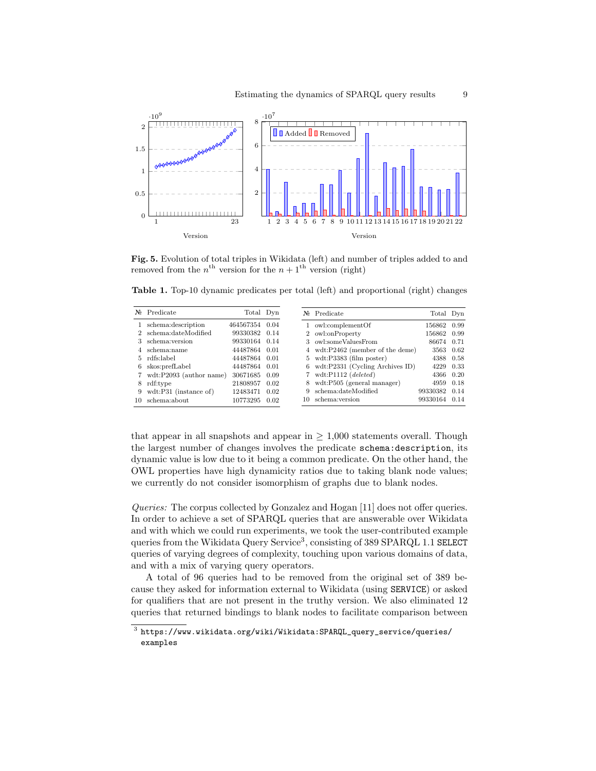Fig. 5. Evolution of total triples in Wikidata (left) and number of triples added to and removed from the $n^{\text{th}}$ version for the $n+1^{\text{th}}$ version (right)

**Table 1.** Top-10 dynamic predicates per total (left) and proportional (right) changes

| № | Predicate | Total | Dyn |
|---|---|---|---|
| 1 | schema:description | 464567354 | 0.04 |
| 2 | schema:dateModified | 99330382 | 0.14 |
| 3 | schema:version | 99330164 | 0.14 |
| 4 | schema:name | 44487864 | 0.01 |
| 5 | rdfs:label | 44487864 | 0.01 |
| 6 | skos:prefLabel | 44487864 | 0.01 |
| 7 | wdt:P2093 (author name) | 30671685 | 0.09 |
| 8 | rdf:type | 21808957 | 0.02 |
| 9 | wdt:P31 (instance of) | 12483471 | 0.02 |
| 10 | schema:about | 10773295 | 0.02 |

| № | Predicate | Total | Dyn |
|---|---|---|---|
| 1 | owl:complementOf | 156862 | 0.99 |
| 2 | owl:onProperty | 156862 | 0.99 |
| 3 | owl:someValuesFrom | 86674 | 0.71 |
| 4 | wdt:P2462 (member of the deme) | 3563 | 0.62 |
| 5 | wdt:P3383 (film poster) | 4388 | 0.58 |
| 6 | wdt:P2331 (Cycling Archives ID) | 4229 | 0.33 |
| 7 | wdt:P1112 (*deleted*) | 4366 | 0.20 |
| 8 | wdt:P505 (general manager) | 4959 | 0.18 |
| 9 | schema:dateModified | 99330382 | 0.14 |
| 10 | schema:version | 99330164 | 0.14 |

that appear in all snapshots and appear in $\geq 1{,}000$ statements overall. Though the largest number of changes involves the predicate `schema:description`, its dynamic value is low due to it being a common predicate. On the other hand, the OWL properties have high dynamicity ratios due to taking blank node values; we currently do not consider isomorphism of graphs due to blank nodes.

*Queries:* The corpus collected by Gonzalez and Hogan [11] does not offer queries. In order to achieve a set of SPARQL queries that are answerable over Wikidata and with which we could run experiments, we took the user-contributed example queries from the Wikidata Query Service[3], consisting of 389 SPARQL 1.1 `SELECT` queries of varying degrees of complexity, touching upon various domains of data, and with a mix of varying query operators.

A total of 96 queries had to be removed from the original set of 389 because they asked for information external to Wikidata (using `SERVICE`) or asked for qualifiers that are not present in the truthy version. We also eliminated 12 queries that returned bindings to blank nodes to facilitate comparison between

[3] `https://www.wikidata.org/wiki/Wikidata:SPARQL_query_service/queries/examples`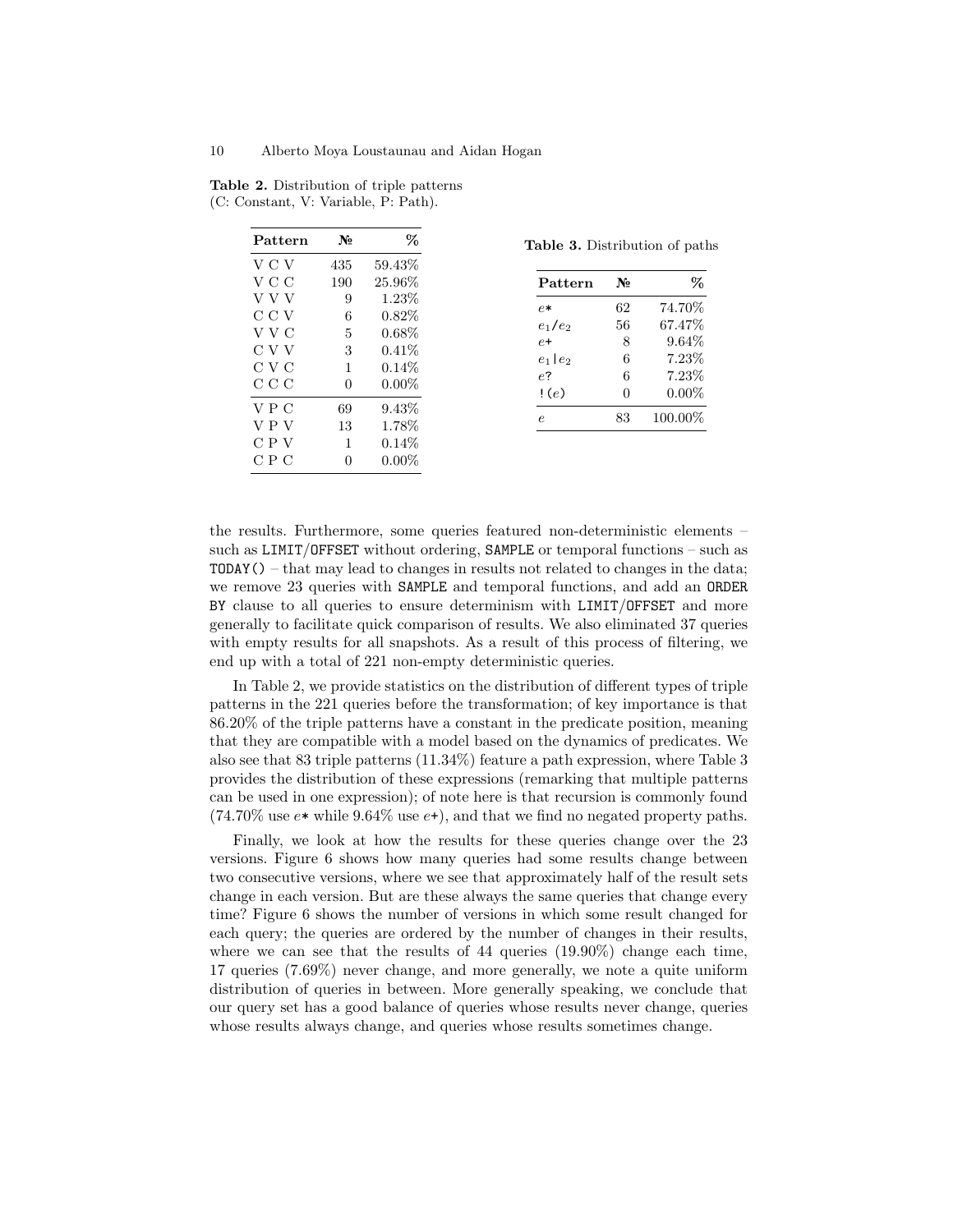**Table 2.** Distribution of triple patterns (C: Constant, V: Variable, P: Path).

| Pattern | № | % |
|---|---|---|
| V C V | 435 | 59.43% |
| V C C | 190 | 25.96% |
| V V V | 9 | 1.23% |
| C C V | 6 | 0.82% |
| V V C | 5 | 0.68% |
| C V V | 3 | 0.41% |
| C V C | 1 | 0.14% |
| C C C | 0 | 0.00% |
| V P C | 69 | 9.43% |
| V P V | 13 | 1.78% |
| C P V | 1 | 0.14% |
| C P C | 0 | 0.00% |

**Table 3.** Distribution of paths

| Pattern | № | % |
|---|---|---|
| $e$`*` | 62 | 74.70% |
| $e_1$`/`$e_2$ | 56 | 67.47% |
| $e$`+` | 8 | 9.64% |
| $e_1$`\|`$e_2$ | 6 | 7.23% |
| $e$`?` | 6 | 7.23% |
| `!(`$e$`)` | 0 | 0.00% |
| $e$ | 83 | 100.00% |

the results. Furthermore, some queries featured non-deterministic elements – such as `LIMIT`/`OFFSET` without ordering, `SAMPLE` or temporal functions – such as `TODAY()` – that may lead to changes in results not related to changes in the data; we remove 23 queries with `SAMPLE` and temporal functions, and add an `ORDER BY` clause to all queries to ensure determinism with `LIMIT`/`OFFSET` and more generally to facilitate quick comparison of results. We also eliminated 37 queries with empty results for all snapshots. As a result of this process of filtering, we end up with a total of 221 non-empty deterministic queries.

In Table 2, we provide statistics on the distribution of different types of triple patterns in the 221 queries before the transformation; of key importance is that 86.20% of the triple patterns have a constant in the predicate position, meaning that they are compatible with a model based on the dynamics of predicates. We also see that 83 triple patterns (11.34%) feature a path expression, where Table 3 provides the distribution of these expressions (remarking that multiple patterns can be used in one expression); of note here is that recursion is commonly found (74.70% use $e$`*` while 9.64% use $e$`+`), and that we find no negated property paths.

Finally, we look at how the results for these queries change over the 23 versions. Figure 6 shows how many queries had some results change between two consecutive versions, where we see that approximately half of the result sets change in each version. But are these always the same queries that change every time? Figure 6 shows the number of versions in which some result changed for each query; the queries are ordered by the number of changes in their results, where we can see that the results of 44 queries (19.90%) change each time, 17 queries (7.69%) never change, and more generally, we note a quite uniform distribution of queries in between. More generally speaking, we conclude that our query set has a good balance of queries whose results never change, queries whose results always change, and queries whose results sometimes change.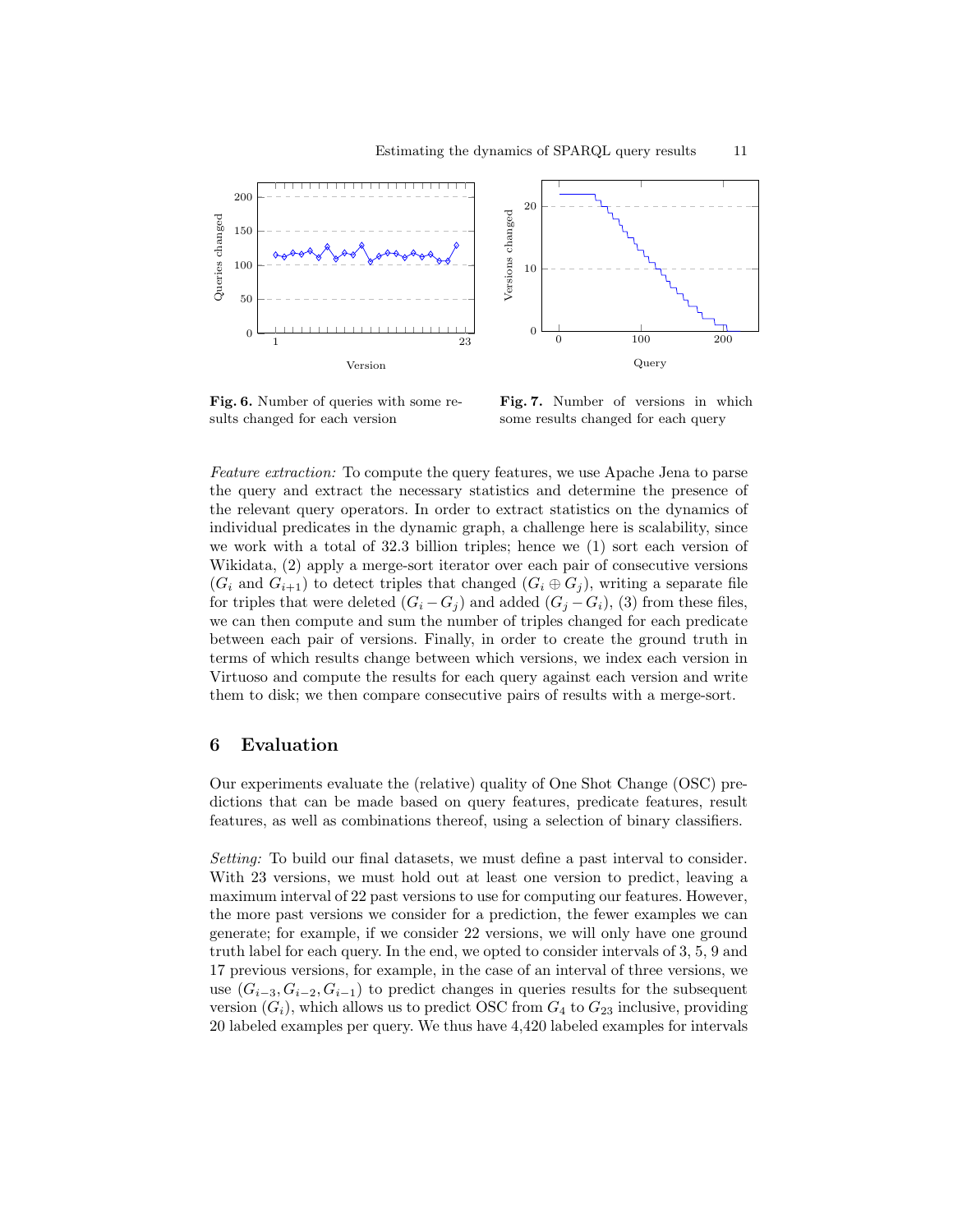**Fig. 6.** Number of queries with some results changed for each version

**Fig. 7.** Number of versions in which some results changed for each query

*Feature extraction:* To compute the query features, we use Apache Jena to parse the query and extract the necessary statistics and determine the presence of the relevant query operators. In order to extract statistics on the dynamics of individual predicates in the dynamic graph, a challenge here is scalability, since we work with a total of 32.3 billion triples; hence we (1) sort each version of Wikidata, (2) apply a merge-sort iterator over each pair of consecutive versions ($G_i$ and $G_{i+1}$) to detect triples that changed ($G_i \oplus G_j$), writing a separate file for triples that were deleted ($G_i - G_j$) and added ($G_j - G_i$), (3) from these files, we can then compute and sum the number of triples changed for each predicate between each pair of versions. Finally, in order to create the ground truth in terms of which results change between which versions, we index each version in Virtuoso and compute the results for each query against each version and write them to disk; we then compare consecutive pairs of results with a merge-sort.

## 6 Evaluation

Our experiments evaluate the (relative) quality of One Shot Change (OSC) predictions that can be made based on query features, predicate features, result features, as well as combinations thereof, using a selection of binary classifiers.

*Setting:* To build our final datasets, we must define a past interval to consider. With 23 versions, we must hold out at least one version to predict, leaving a maximum interval of 22 past versions to use for computing our features. However, the more past versions we consider for a prediction, the fewer examples we can generate; for example, if we consider 22 versions, we will only have one ground truth label for each query. In the end, we opted to consider intervals of 3, 5, 9 and 17 previous versions, for example, in the case of an interval of three versions, we use $(G_{i-3}, G_{i-2}, G_{i-1})$ to predict changes in queries results for the subsequent version ($G_i$), which allows us to predict OSC from $G_4$ to $G_{23}$ inclusive, providing 20 labeled examples per query. We thus have 4,420 labeled examples for intervals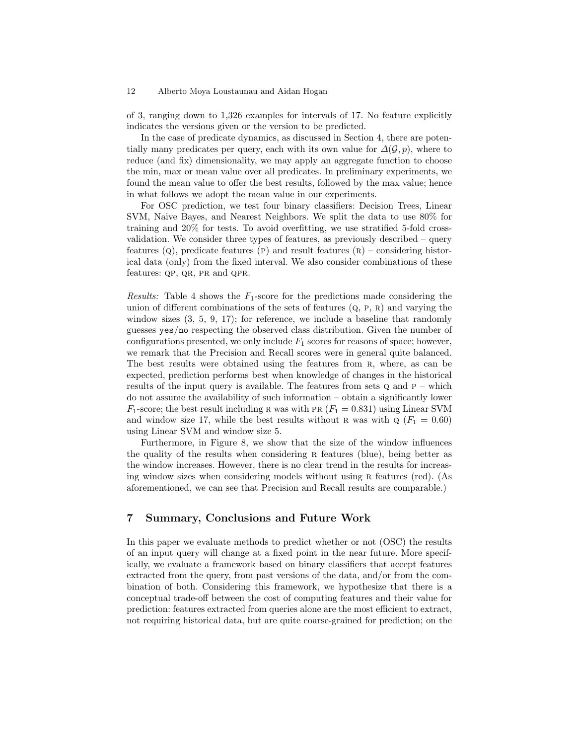of 3, ranging down to 1,326 examples for intervals of 17. No feature explicitly indicates the versions given or the version to be predicted.

In the case of predicate dynamics, as discussed in Section 4, there are potentially many predicates per query, each with its own value for $\Delta(\mathcal{G}, p)$, where to reduce (and fix) dimensionality, we may apply an aggregate function to choose the min, max or mean value over all predicates. In preliminary experiments, we found the mean value to offer the best results, followed by the max value; hence in what follows we adopt the mean value in our experiments.

For OSC prediction, we test four binary classifiers: Decision Trees, Linear SVM, Naive Bayes, and Nearest Neighbors. We split the data to use 80% for training and 20% for tests. To avoid overfitting, we use stratified 5-fold cross-validation. We consider three types of features, as previously described – query features (Q), predicate features (P) and result features (R) – considering historical data (only) from the fixed interval. We also consider combinations of these features: QP, QR, PR and QPR.

*Results:* Table 4 shows the $F_1$-score for the predictions made considering the union of different combinations of the sets of features (Q, P, R) and varying the window sizes (3, 5, 9, 17); for reference, we include a baseline that randomly guesses `yes`/`no` respecting the observed class distribution. Given the number of configurations presented, we only include $F_1$ scores for reasons of space; however, we remark that the Precision and Recall scores were in general quite balanced. The best results were obtained using the features from R, where, as can be expected, prediction performs best when knowledge of changes in the historical results of the input query is available. The features from sets Q and P – which do not assume the availability of such information – obtain a significantly lower $F_1$-score; the best result including R was with PR ($F_1 = 0.831$) using Linear SVM and window size 17, while the best results without R was with Q ($F_1 = 0.60$) using Linear SVM and window size 5.

Furthermore, in Figure 8, we show that the size of the window influences the quality of the results when considering R features (blue), being better as the window increases. However, there is no clear trend in the results for increasing window sizes when considering models without using R features (red). (As aforementioned, we can see that Precision and Recall results are comparable.)

## 7 Summary, Conclusions and Future Work

In this paper we evaluate methods to predict whether or not (OSC) the results of an input query will change at a fixed point in the near future. More specifically, we evaluate a framework based on binary classifiers that accept features extracted from the query, from past versions of the data, and/or from the combination of both. Considering this framework, we hypothesize that there is a conceptual trade-off between the cost of computing features and their value for prediction: features extracted from queries alone are the most efficient to extract, not requiring historical data, but are quite coarse-grained for prediction; on the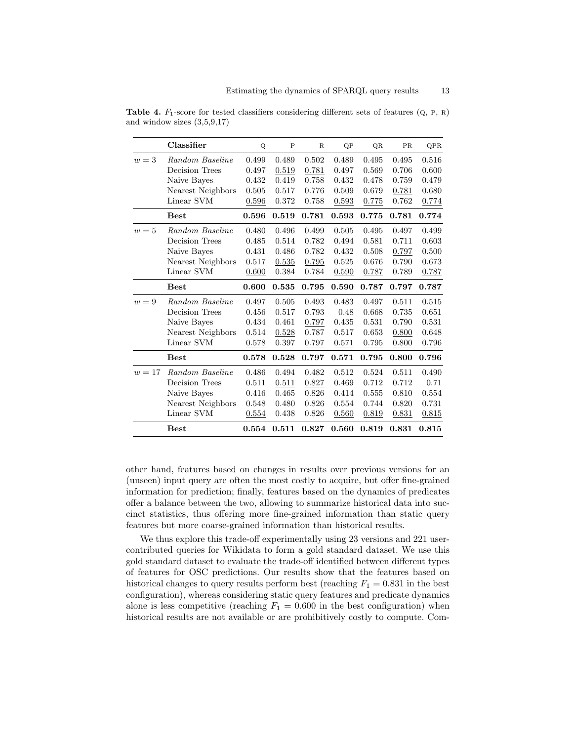**Table 4.** $F_1$-score for tested classifiers considering different sets of features (Q, P, R) and window sizes (3,5,9,17)

| | Classifier | Q | P | R | QP | QR | PR | QPR |
|---|---|---|---|---|---|---|---|---|
| $w = 3$ | *Random Baseline* | 0.499 | 0.489 | 0.502 | 0.489 | 0.495 | 0.495 | 0.516 |
| | Decision Trees | 0.497 | <u>0.519</u> | <u>0.781</u> | 0.497 | 0.569 | 0.706 | 0.600 |
| | Naive Bayes | 0.432 | 0.419 | 0.758 | 0.432 | 0.478 | 0.759 | 0.479 |
| | Nearest Neighbors | 0.505 | 0.517 | 0.776 | 0.509 | 0.679 | <u>0.781</u> | 0.680 |
| | Linear SVM | <u>0.596</u> | 0.372 | 0.758 | <u>0.593</u> | <u>0.775</u> | 0.762 | <u>0.774</u> |
| | **Best** | **0.596** | **0.519** | **0.781** | **0.593** | **0.775** | **0.781** | **0.774** |
| $w = 5$ | *Random Baseline* | 0.480 | 0.496 | 0.499 | 0.505 | 0.495 | 0.497 | 0.499 |
| | Decision Trees | 0.485 | 0.514 | 0.782 | 0.494 | 0.581 | 0.711 | 0.603 |
| | Naive Bayes | 0.431 | 0.486 | 0.782 | 0.432 | 0.508 | <u>0.797</u> | 0.500 |
| | Nearest Neighbors | 0.517 | <u>0.535</u> | <u>0.795</u> | 0.525 | 0.676 | 0.790 | 0.673 |
| | Linear SVM | <u>0.600</u> | 0.384 | 0.784 | <u>0.590</u> | <u>0.787</u> | 0.789 | <u>0.787</u> |
| | **Best** | **0.600** | **0.535** | **0.795** | **0.590** | **0.787** | **0.797** | **0.787** |
| $w = 9$ | *Random Baseline* | 0.497 | 0.505 | 0.493 | 0.483 | 0.497 | 0.511 | 0.515 |
| | Decision Trees | 0.456 | 0.517 | 0.793 | 0.48 | 0.668 | 0.735 | 0.651 |
| | Naive Bayes | 0.434 | 0.461 | <u>0.797</u> | 0.435 | 0.531 | 0.790 | 0.531 |
| | Nearest Neighbors | 0.514 | <u>0.528</u> | 0.787 | 0.517 | 0.653 | <u>0.800</u> | 0.648 |
| | Linear SVM | <u>0.578</u> | 0.397 | <u>0.797</u> | <u>0.571</u> | <u>0.795</u> | <u>0.800</u> | <u>0.796</u> |
| | **Best** | **0.578** | **0.528** | **0.797** | **0.571** | **0.795** | **0.800** | **0.796** |
| $w = 17$ | *Random Baseline* | 0.486 | 0.494 | 0.482 | 0.512 | 0.524 | 0.511 | 0.490 |
| | Decision Trees | 0.511 | <u>0.511</u> | <u>0.827</u> | 0.469 | 0.712 | 0.712 | 0.71 |
| | Naive Bayes | 0.416 | 0.465 | 0.826 | 0.414 | 0.555 | 0.810 | 0.554 |
| | Nearest Neighbors | 0.548 | 0.480 | 0.826 | 0.554 | 0.744 | 0.820 | 0.731 |
| | Linear SVM | <u>0.554</u> | 0.438 | 0.826 | <u>0.560</u> | <u>0.819</u> | <u>0.831</u> | <u>0.815</u> |
| | **Best** | **0.554** | **0.511** | **0.827** | **0.560** | **0.819** | **0.831** | **0.815** |

other hand, features based on changes in results over previous versions for an (unseen) input query are often the most costly to acquire, but offer fine-grained information for prediction; finally, features based on the dynamics of predicates offer a balance between the two, allowing to summarize historical data into succinct statistics, thus offering more fine-grained information than static query features but more coarse-grained information than historical results.

We thus explore this trade-off experimentally using 23 versions and 221 user-contributed queries for Wikidata to form a gold standard dataset. We use this gold standard dataset to evaluate the trade-off identified between different types of features for OSC predictions. Our results show that the features based on historical changes to query results perform best (reaching $F_1 = 0.831$ in the best configuration), whereas considering static query features and predicate dynamics alone is less competitive (reaching $F_1 = 0.600$ in the best configuration) when historical results are not available or are prohibitively costly to compute. Com-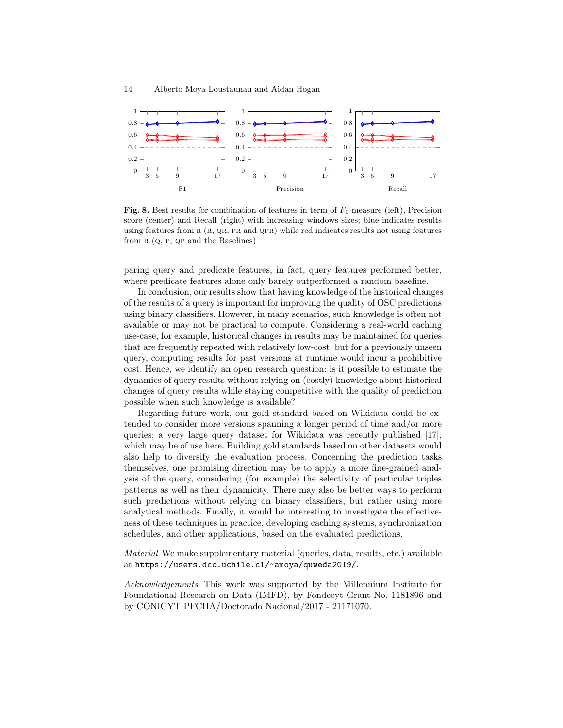**Fig. 8.** Best results for combination of features in term of $F_1$-measure (left), Precision score (center) and Recall (right) with increasing windows sizes; blue indicates results using features from R (R, QR, PR and QPR) while red indicates results not using features from R (Q, P, QP and the Baselines)

paring query and predicate features, in fact, query features performed better, where predicate features alone only barely outperformed a random baseline.

In conclusion, our results show that having knowledge of the historical changes of the results of a query is important for improving the quality of OSC predictions using binary classifiers. However, in many scenarios, such knowledge is often not available or may not be practical to compute. Considering a real-world caching use-case, for example, historical changes in results may be maintained for queries that are frequently repeated with relatively low-cost, but for a previously unseen query, computing results for past versions at runtime would incur a prohibitive cost. Hence, we identify an open research question: is it possible to estimate the dynamics of query results without relying on (costly) knowledge about historical changes of query results while staying competitive with the quality of prediction possible when such knowledge is available?

Regarding future work, our gold standard based on Wikidata could be extended to consider more versions spanning a longer period of time and/or more queries; a very large query dataset for Wikidata was recently published [17], which may be of use here. Building gold standards based on other datasets would also help to diversify the evaluation process. Concerning the prediction tasks themselves, one promising direction may be to apply a more fine-grained analysis of the query, considering (for example) the selectivity of particular triples patterns as well as their dynamicity. There may also be better ways to perform such predictions without relying on binary classifiers, but rather using more analytical methods. Finally, it would be interesting to investigate the effectiveness of these techniques in practice, developing caching systems, synchronization schedules, and other applications, based on the evaluated predictions.

*Material* We make supplementary material (queries, data, results, etc.) available at `https://users.dcc.uchile.cl/~amoya/quweda2019/`.

*Acknowledgements* This work was supported by the Millennium Institute for Foundational Research on Data (IMFD), by Fondecyt Grant No. 1181896 and by CONICYT PFCHA/Doctorado Nacional/2017 - 21171070.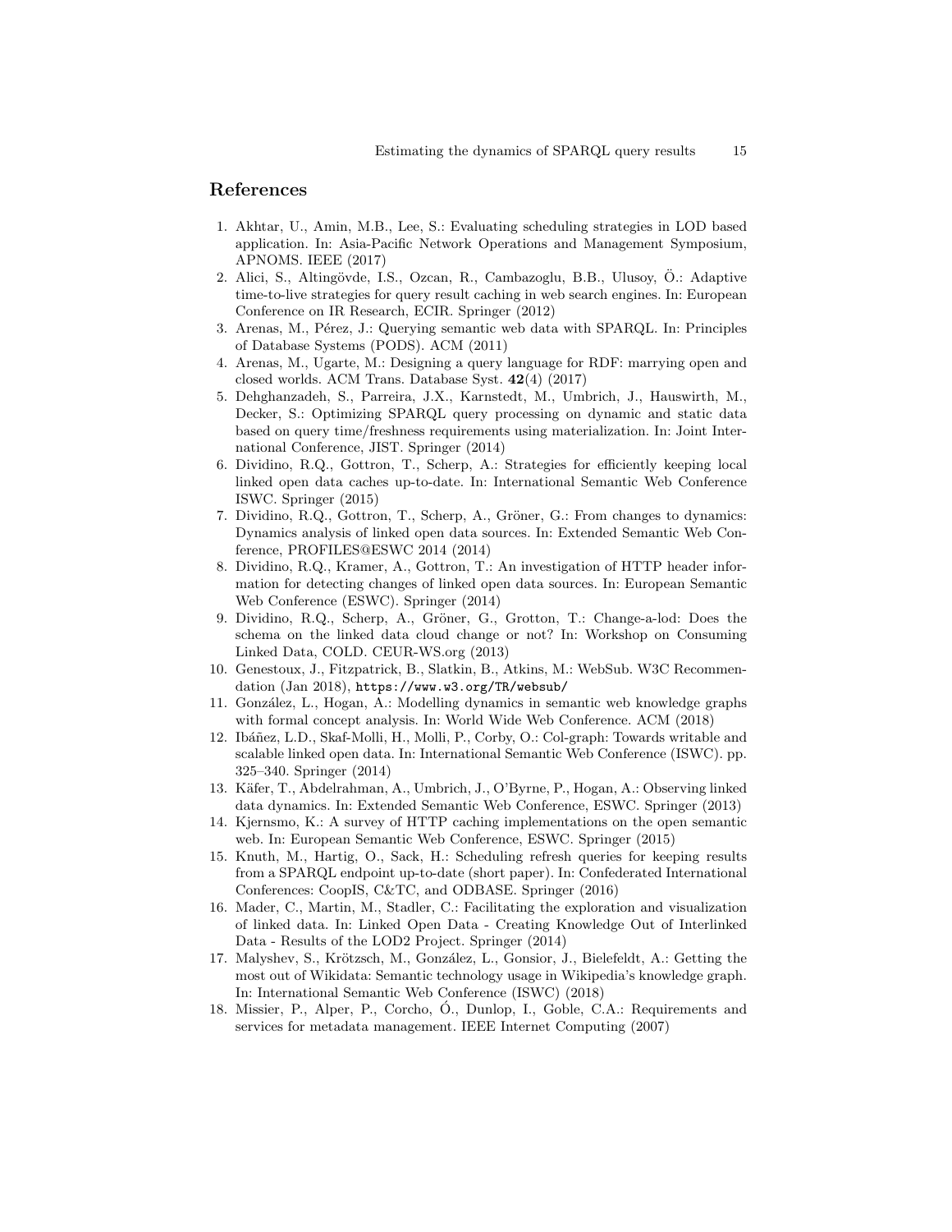## References

1. Akhtar, U., Amin, M.B., Lee, S.: Evaluating scheduling strategies in LOD based application. In: Asia-Pacific Network Operations and Management Symposium, APNOMS. IEEE (2017)
2. Alici, S., Altingövde, I.S., Ozcan, R., Cambazoglu, B.B., Ulusoy, Ö.: Adaptive time-to-live strategies for query result caching in web search engines. In: European Conference on IR Research, ECIR. Springer (2012)
3. Arenas, M., Pérez, J.: Querying semantic web data with SPARQL. In: Principles of Database Systems (PODS). ACM (2011)
4. Arenas, M., Ugarte, M.: Designing a query language for RDF: marrying open and closed worlds. ACM Trans. Database Syst. **42**(4) (2017)
5. Dehghanzadeh, S., Parreira, J.X., Karnstedt, M., Umbrich, J., Hauswirth, M., Decker, S.: Optimizing SPARQL query processing on dynamic and static data based on query time/freshness requirements using materialization. In: Joint International Conference, JIST. Springer (2014)
6. Dividino, R.Q., Gottron, T., Scherp, A.: Strategies for efficiently keeping local linked open data caches up-to-date. In: International Semantic Web Conference ISWC. Springer (2015)
7. Dividino, R.Q., Gottron, T., Scherp, A., Gröner, G.: From changes to dynamics: Dynamics analysis of linked open data sources. In: Extended Semantic Web Conference, PROFILES@ESWC 2014 (2014)
8. Dividino, R.Q., Kramer, A., Gottron, T.: An investigation of HTTP header information for detecting changes of linked open data sources. In: European Semantic Web Conference (ESWC). Springer (2014)
9. Dividino, R.Q., Scherp, A., Gröner, G., Grotton, T.: Change-a-lod: Does the schema on the linked data cloud change or not? In: Workshop on Consuming Linked Data, COLD. CEUR-WS.org (2013)
10. Genestoux, J., Fitzpatrick, B., Slatkin, B., Atkins, M.: WebSub. W3C Recommendation (Jan 2018), `https://www.w3.org/TR/websub/`
11. González, L., Hogan, A.: Modelling dynamics in semantic web knowledge graphs with formal concept analysis. In: World Wide Web Conference. ACM (2018)
12. Ibáñez, L.D., Skaf-Molli, H., Molli, P., Corby, O.: Col-graph: Towards writable and scalable linked open data. In: International Semantic Web Conference (ISWC). pp. 325–340. Springer (2014)
13. Käfer, T., Abdelrahman, A., Umbrich, J., O'Byrne, P., Hogan, A.: Observing linked data dynamics. In: Extended Semantic Web Conference, ESWC. Springer (2013)
14. Kjernsmo, K.: A survey of HTTP caching implementations on the open semantic web. In: European Semantic Web Conference, ESWC. Springer (2015)
15. Knuth, M., Hartig, O., Sack, H.: Scheduling refresh queries for keeping results from a SPARQL endpoint up-to-date (short paper). In: Confederated International Conferences: CoopIS, C&TC, and ODBASE. Springer (2016)
16. Mader, C., Martin, M., Stadler, C.: Facilitating the exploration and visualization of linked data. In: Linked Open Data - Creating Knowledge Out of Interlinked Data - Results of the LOD2 Project. Springer (2014)
17. Malyshev, S., Krötzsch, M., González, L., Gonsior, J., Bielefeldt, A.: Getting the most out of Wikidata: Semantic technology usage in Wikipedia's knowledge graph. In: International Semantic Web Conference (ISWC) (2018)
18. Missier, P., Alper, P., Corcho, Ó., Dunlop, I., Goble, C.A.: Requirements and services for metadata management. IEEE Internet Computing (2007)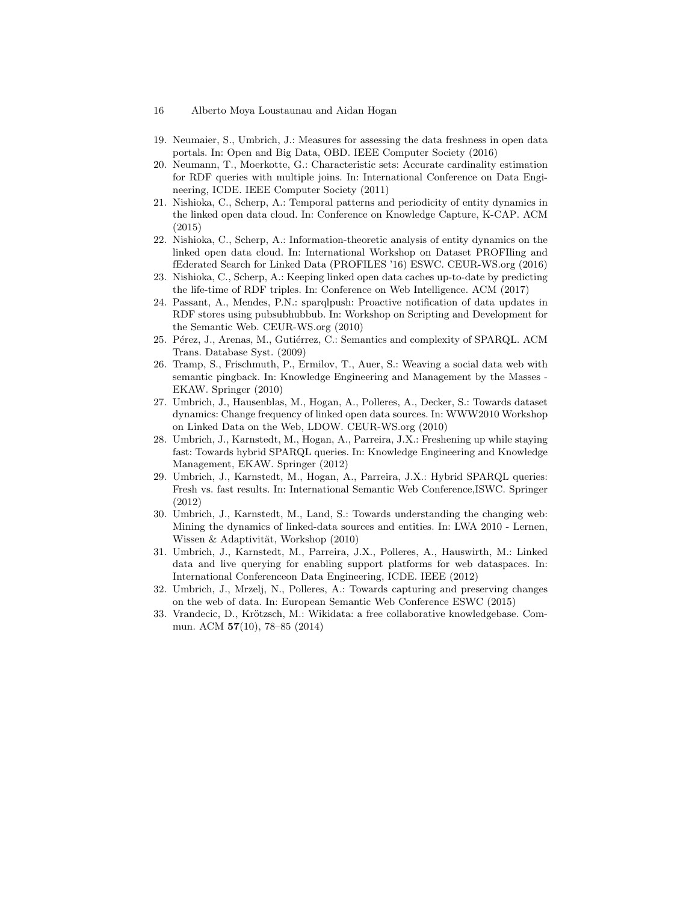19. Neumaier, S., Umbrich, J.: Measures for assessing the data freshness in open data portals. In: Open and Big Data, OBD. IEEE Computer Society (2016)
20. Neumann, T., Moerkotte, G.: Characteristic sets: Accurate cardinality estimation for RDF queries with multiple joins. In: International Conference on Data Engineering, ICDE. IEEE Computer Society (2011)
21. Nishioka, C., Scherp, A.: Temporal patterns and periodicity of entity dynamics in the linked open data cloud. In: Conference on Knowledge Capture, K-CAP. ACM (2015)
22. Nishioka, C., Scherp, A.: Information-theoretic analysis of entity dynamics on the linked open data cloud. In: International Workshop on Dataset PROFIling and fEderated Search for Linked Data (PROFILES '16) ESWC. CEUR-WS.org (2016)
23. Nishioka, C., Scherp, A.: Keeping linked open data caches up-to-date by predicting the life-time of RDF triples. In: Conference on Web Intelligence. ACM (2017)
24. Passant, A., Mendes, P.N.: sparqlpush: Proactive notification of data updates in RDF stores using pubsubhubbub. In: Workshop on Scripting and Development for the Semantic Web. CEUR-WS.org (2010)
25. Pérez, J., Arenas, M., Gutiérrez, C.: Semantics and complexity of SPARQL. ACM Trans. Database Syst. (2009)
26. Tramp, S., Frischmuth, P., Ermilov, T., Auer, S.: Weaving a social data web with semantic pingback. In: Knowledge Engineering and Management by the Masses - EKAW. Springer (2010)
27. Umbrich, J., Hausenblas, M., Hogan, A., Polleres, A., Decker, S.: Towards dataset dynamics: Change frequency of linked open data sources. In: WWW2010 Workshop on Linked Data on the Web, LDOW. CEUR-WS.org (2010)
28. Umbrich, J., Karnstedt, M., Hogan, A., Parreira, J.X.: Freshening up while staying fast: Towards hybrid SPARQL queries. In: Knowledge Engineering and Knowledge Management, EKAW. Springer (2012)
29. Umbrich, J., Karnstedt, M., Hogan, A., Parreira, J.X.: Hybrid SPARQL queries: Fresh vs. fast results. In: International Semantic Web Conference,ISWC. Springer (2012)
30. Umbrich, J., Karnstedt, M., Land, S.: Towards understanding the changing web: Mining the dynamics of linked-data sources and entities. In: LWA 2010 - Lernen, Wissen & Adaptivität, Workshop (2010)
31. Umbrich, J., Karnstedt, M., Parreira, J.X., Polleres, A., Hauswirth, M.: Linked data and live querying for enabling support platforms for web dataspaces. In: International Conferenceon Data Engineering, ICDE. IEEE (2012)
32. Umbrich, J., Mrzelj, N., Polleres, A.: Towards capturing and preserving changes on the web of data. In: European Semantic Web Conference ESWC (2015)
33. Vrandecic, D., Krötzsch, M.: Wikidata: a free collaborative knowledgebase. Commun. ACM **57**(10), 78–85 (2014)